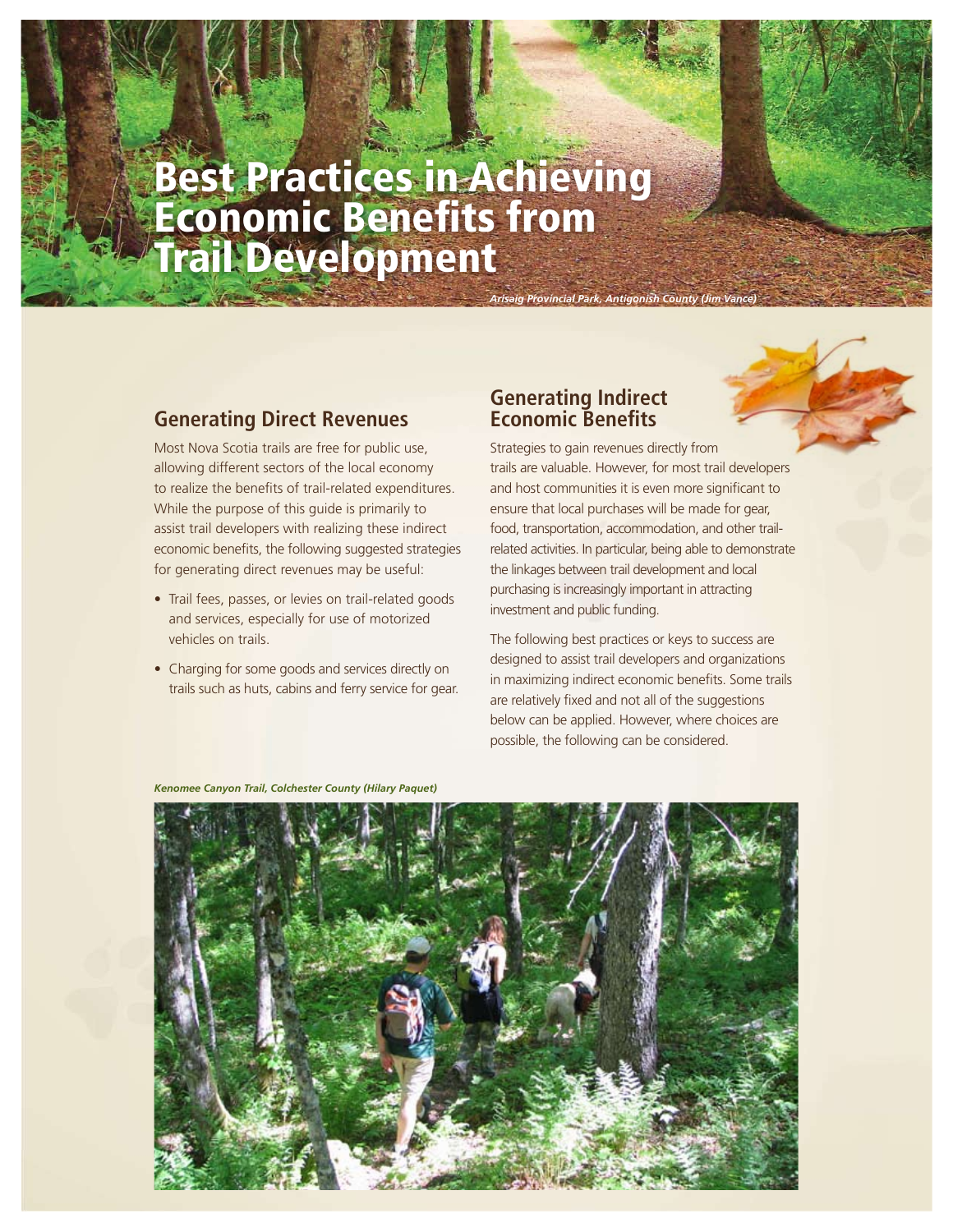# Best Practices in Achieving Economic Benefits from Trail Development

*Arisaig Provincial Park, Antigonish County (Jim Vance)*

## Generating Direct Revenues

Most Nova Scotia trails are free for public use, allowing different sectors of the local economy to realize the benefits of trail-related expenditures. While the purpose of this guide is primarily to assist trail developers with realizing these indirect economic benefits, the following suggested strategies for generating direct revenues may be useful:

- Trail fees, passes, or levies on trail-related goods and services, especially for use of motorized vehicles on trails.
- Charging for some goods and services directly on trails such as huts, cabins and ferry service for gear.

## Generating Indirect Economic Benefits

Strategies to gain revenues directly from trails are valuable. However, for most trail developers and host communities it is even more significant to ensure that local purchases will be made for gear, food, transportation, accommodation, and other trail-related activities. In particular, being able to demonstrate the linkages between trail development and local purchasing is increasingly important in attracting investment and public funding.

The following best practices or keys to success are designed to assist trail developers and organizations in maximizing indirect economic benefits. Some trails are relatively fixed and not all of the suggestions below can be applied. However, where choices are possible, the following can be considered.

*Kenomee Canyon Trail, Colchester County (Hilary Paquet)*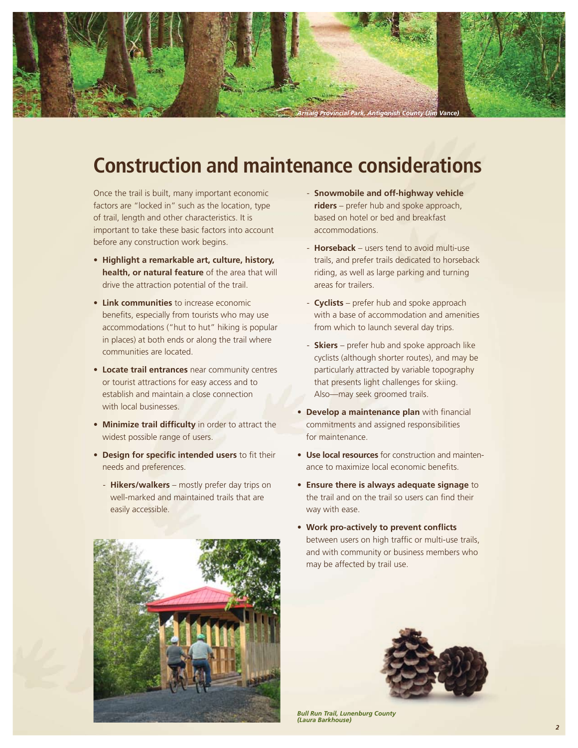*Arisaig Provincial Park, Antigonish County (Jim Vance)*

# Construction and maintenance considerations

Once the trail is built, many important economic factors are "locked in" such as the location, type of trail, length and other characteristics. It is important to take these basic factors into account before any construction work begins.

- **Highlight a remarkable art, culture, history, health, or natural feature** of the area that will drive the attraction potential of the trail.
- **Link communities** to increase economic benefits, especially from tourists who may use accommodations ("hut to hut" hiking is popular in places) at both ends or along the trail where communities are located.
- **Locate trail entrances** near community centres or tourist attractions for easy access and to establish and maintain a close connection with local businesses.
- **Minimize trail difficulty** in order to attract the widest possible range of users.
- **Design for specific intended users** to fit their needs and preferences.
  - **Hikers/walkers** – mostly prefer day trips on well-marked and maintained trails that are easily accessible.
  - **Snowmobile and off-highway vehicle riders** – prefer hub and spoke approach, based on hotel or bed and breakfast accommodations.
  - **Horseback** – users tend to avoid multi-use trails, and prefer trails dedicated to horseback riding, as well as large parking and turning areas for trailers.
  - **Cyclists** – prefer hub and spoke approach with a base of accommodation and amenities from which to launch several day trips.
  - **Skiers** – prefer hub and spoke approach like cyclists (although shorter routes), and may be particularly attracted by variable topography that presents light challenges for skiing. Also—may seek groomed trails.
- **Develop a maintenance plan** with financial commitments and assigned responsibilities for maintenance.
- **Use local resources** for construction and maintenance to maximize local economic benefits.
- **Ensure there is always adequate signage** to the trail and on the trail so users can find their way with ease.
- **Work pro-actively to prevent conflicts** between users on high traffic or multi-use trails, and with community or business members who may be affected by trail use.

*Bull Run Trail, Lunenburg County (Laura Barkhouse)*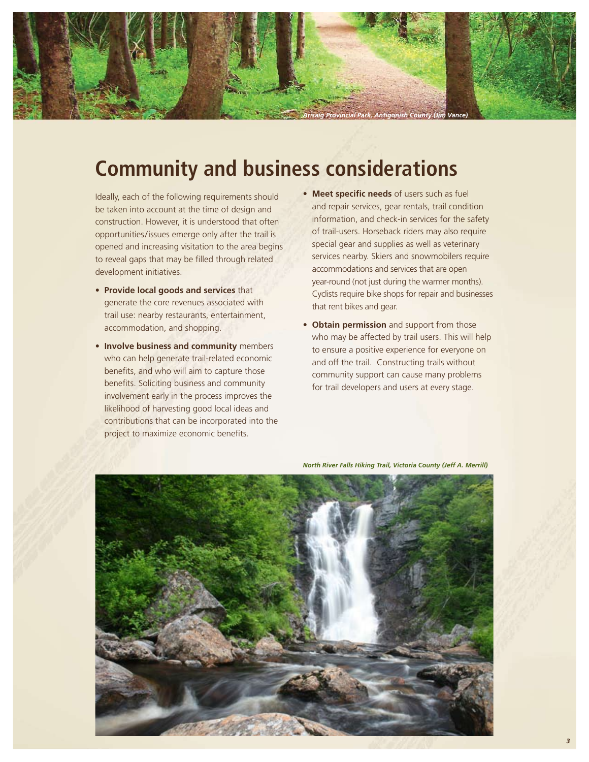*Arisaig Provincial Park, Antigonish County (Jim Vance)*

# Community and business considerations

Ideally, each of the following requirements should be taken into account at the time of design and construction. However, it is understood that often opportunities/issues emerge only after the trail is opened and increasing visitation to the area begins to reveal gaps that may be filled through related development initiatives.

- **Provide local goods and services** that generate the core revenues associated with trail use: nearby restaurants, entertainment, accommodation, and shopping.
- **Involve business and community** members who can help generate trail-related economic benefits, and who will aim to capture those benefits. Soliciting business and community involvement early in the process improves the likelihood of harvesting good local ideas and contributions that can be incorporated into the project to maximize economic benefits.
- **Meet specific needs** of users such as fuel and repair services, gear rentals, trail condition information, and check-in services for the safety of trail-users. Horseback riders may also require special gear and supplies as well as veterinary services nearby. Skiers and snowmobilers require accommodations and services that are open year-round (not just during the warmer months). Cyclists require bike shops for repair and businesses that rent bikes and gear.
- **Obtain permission** and support from those who may be affected by trail users. This will help to ensure a positive experience for everyone on and off the trail. Constructing trails without community support can cause many problems for trail developers and users at every stage.

*North River Falls Hiking Trail, Victoria County (Jeff A. Merrill)*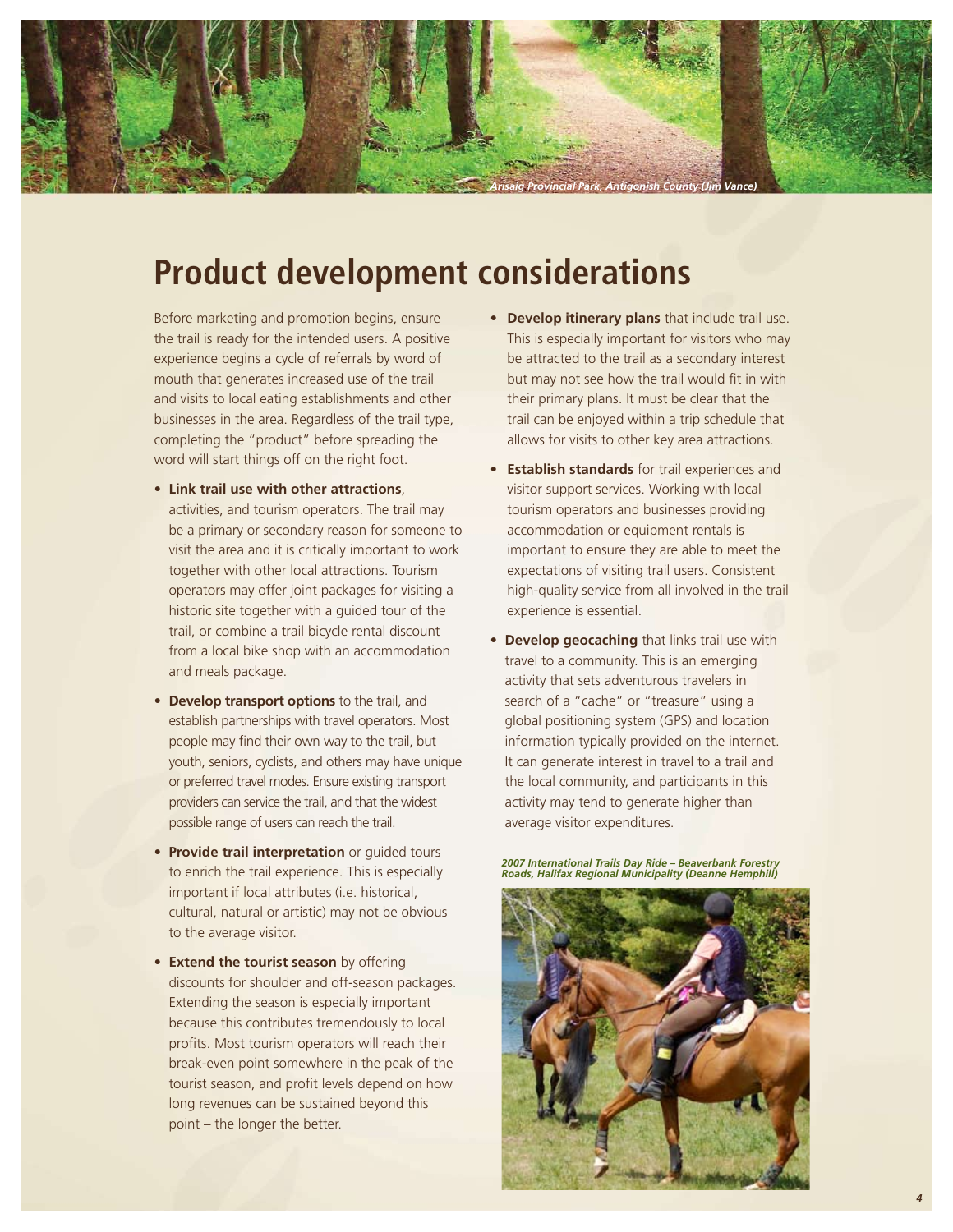*Arisaig Provincial Park, Antigonish County (Jim Vance)*

# Product development considerations

Before marketing and promotion begins, ensure the trail is ready for the intended users. A positive experience begins a cycle of referrals by word of mouth that generates increased use of the trail and visits to local eating establishments and other businesses in the area. Regardless of the trail type, completing the "product" before spreading the word will start things off on the right foot.

- **Link trail use with other attractions**, activities, and tourism operators. The trail may be a primary or secondary reason for someone to visit the area and it is critically important to work together with other local attractions. Tourism operators may offer joint packages for visiting a historic site together with a guided tour of the trail, or combine a trail bicycle rental discount from a local bike shop with an accommodation and meals package.
- **Develop transport options** to the trail, and establish partnerships with travel operators. Most people may find their own way to the trail, but youth, seniors, cyclists, and others may have unique or preferred travel modes. Ensure existing transport providers can service the trail, and that the widest possible range of users can reach the trail.
- **Provide trail interpretation** or guided tours to enrich the trail experience. This is especially important if local attributes (i.e. historical, cultural, natural or artistic) may not be obvious to the average visitor.
- **Extend the tourist season** by offering discounts for shoulder and off-season packages. Extending the season is especially important because this contributes tremendously to local profits. Most tourism operators will reach their break-even point somewhere in the peak of the tourist season, and profit levels depend on how long revenues can be sustained beyond this point – the longer the better.
- **Develop itinerary plans** that include trail use. This is especially important for visitors who may be attracted to the trail as a secondary interest but may not see how the trail would fit in with their primary plans. It must be clear that the trail can be enjoyed within a trip schedule that allows for visits to other key area attractions.
- **Establish standards** for trail experiences and visitor support services. Working with local tourism operators and businesses providing accommodation or equipment rentals is important to ensure they are able to meet the expectations of visiting trail users. Consistent high-quality service from all involved in the trail experience is essential.
- **Develop geocaching** that links trail use with travel to a community. This is an emerging activity that sets adventurous travelers in search of a "cache" or "treasure" using a global positioning system (GPS) and location information typically provided on the internet. It can generate interest in travel to a trail and the local community, and participants in this activity may tend to generate higher than average visitor expenditures.

*2007 International Trails Day Ride – Beaverbank Forestry Roads, Halifax Regional Municipality (Deanne Hemphill)*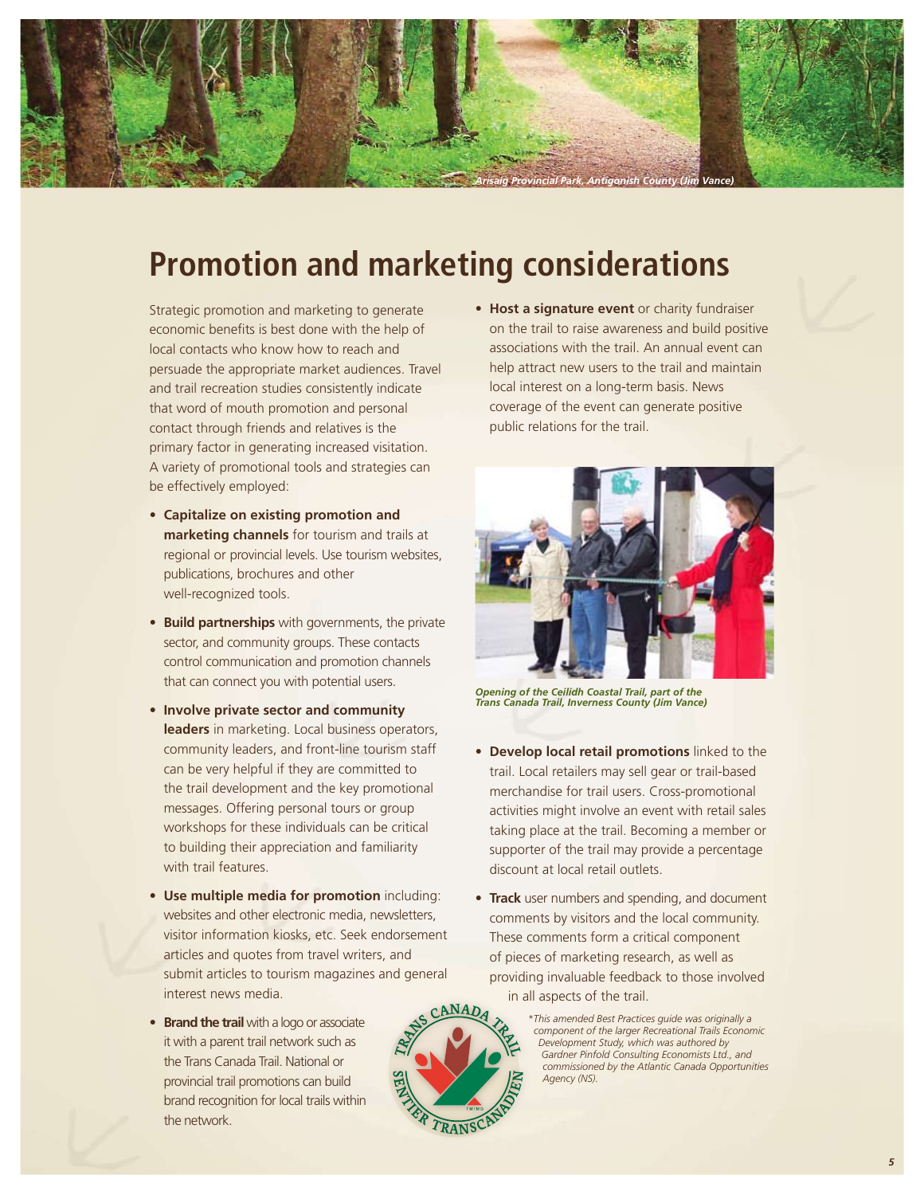*Arisaig Provincial Park, Antigonish County (Jim Vance)*

# Promotion and marketing considerations

Strategic promotion and marketing to generate economic benefits is best done with the help of local contacts who know how to reach and persuade the appropriate market audiences. Travel and trail recreation studies consistently indicate that word of mouth promotion and personal contact through friends and relatives is the primary factor in generating increased visitation. A variety of promotional tools and strategies can be effectively employed:

- **Capitalize on existing promotion and marketing channels** for tourism and trails at regional or provincial levels. Use tourism websites, publications, brochures and other well-recognized tools.
- **Build partnerships** with governments, the private sector, and community groups. These contacts control communication and promotion channels that can connect you with potential users.
- **Involve private sector and community leaders** in marketing. Local business operators, community leaders, and front-line tourism staff can be very helpful if they are committed to the trail development and the key promotional messages. Offering personal tours or group workshops for these individuals can be critical to building their appreciation and familiarity with trail features.
- **Use multiple media for promotion** including: websites and other electronic media, newsletters, visitor information kiosks, etc. Seek endorsement articles and quotes from travel writers, and submit articles to tourism magazines and general interest news media.
- **Brand the trail** with a logo or associate it with a parent trail network such as the Trans Canada Trail. National or provincial trail promotions can build brand recognition for local trails within the network.
- **Host a signature event** or charity fundraiser on the trail to raise awareness and build positive associations with the trail. An annual event can help attract new users to the trail and maintain local interest on a long-term basis. News coverage of the event can generate positive public relations for the trail.

*Opening of the Ceilidh Coastal Trail, part of the Trans Canada Trail, Inverness County (Jim Vance)*

- **Develop local retail promotions** linked to the trail. Local retailers may sell gear or trail-based merchandise for trail users. Cross-promotional activities might involve an event with retail sales taking place at the trail. Becoming a member or supporter of the trail may provide a percentage discount at local retail outlets.
- **Track** user numbers and spending, and document comments by visitors and the local community. These comments form a critical component of pieces of marketing research, as well as providing invaluable feedback to those involved in all aspects of the trail.

*\*This amended Best Practices guide was originally a component of the larger Recreational Trails Economic Development Study, which was authored by Gardner Pinfold Consulting Economists Ltd., and commissioned by the Atlantic Canada Opportunities Agency (NS).*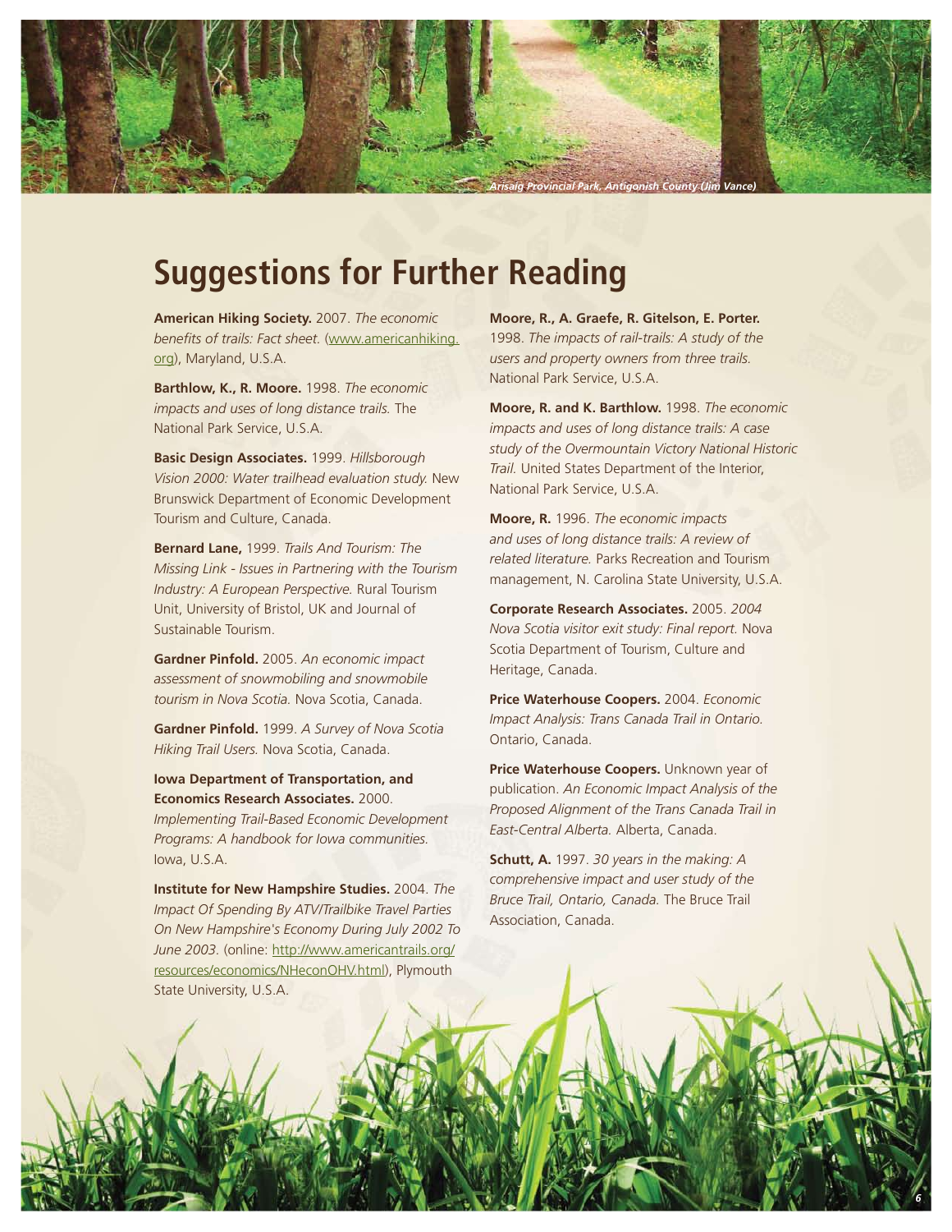Arisaig Provincial Park, Antigonish County (Jim Vance)

# Suggestions for Further Reading

**American Hiking Society.** 2007. *The economic benefits of trails: Fact sheet.* ([www.americanhiking.org](http://www.americanhiking.org)), Maryland, U.S.A.

**Barthlow, K., R. Moore.** 1998. *The economic impacts and uses of long distance trails.* The National Park Service, U.S.A.

**Basic Design Associates.** 1999. *Hillsborough Vision 2000: Water trailhead evaluation study.* New Brunswick Department of Economic Development Tourism and Culture, Canada.

**Bernard Lane,** 1999. *Trails And Tourism: The Missing Link - Issues in Partnering with the Tourism Industry: A European Perspective.* Rural Tourism Unit, University of Bristol, UK and Journal of Sustainable Tourism.

**Gardner Pinfold.** 2005. *An economic impact assessment of snowmobiling and snowmobile tourism in Nova Scotia.* Nova Scotia, Canada.

**Gardner Pinfold.** 1999. *A Survey of Nova Scotia Hiking Trail Users.* Nova Scotia, Canada.

**Iowa Department of Transportation, and Economics Research Associates.** 2000. *Implementing Trail-Based Economic Development Programs: A handbook for Iowa communities.* Iowa, U.S.A.

**Institute for New Hampshire Studies.** 2004. *The Impact Of Spending By ATV/Trailbike Travel Parties On New Hampshire's Economy During July 2002 To June 2003.* (online: [http://www.americantrails.org/resources/economics/NHeconOHV.html](http://www.americantrails.org/resources/economics/NHeconOHV.html)), Plymouth State University, U.S.A.

**Moore, R., A. Graefe, R. Gitelson, E. Porter.** 1998. *The impacts of rail-trails: A study of the users and property owners from three trails.* National Park Service, U.S.A.

**Moore, R. and K. Barthlow.** 1998. *The economic impacts and uses of long distance trails: A case study of the Overmountain Victory National Historic Trail.* United States Department of the Interior, National Park Service, U.S.A.

**Moore, R.** 1996. *The economic impacts and uses of long distance trails: A review of related literature.* Parks Recreation and Tourism management, N. Carolina State University, U.S.A.

**Corporate Research Associates.** 2005. *2004 Nova Scotia visitor exit study: Final report.* Nova Scotia Department of Tourism, Culture and Heritage, Canada.

**Price Waterhouse Coopers.** 2004. *Economic Impact Analysis: Trans Canada Trail in Ontario.* Ontario, Canada.

**Price Waterhouse Coopers.** Unknown year of publication. *An Economic Impact Analysis of the Proposed Alignment of the Trans Canada Trail in East-Central Alberta.* Alberta, Canada.

**Schutt, A.** 1997. *30 years in the making: A comprehensive impact and user study of the Bruce Trail, Ontario, Canada.* The Bruce Trail Association, Canada.